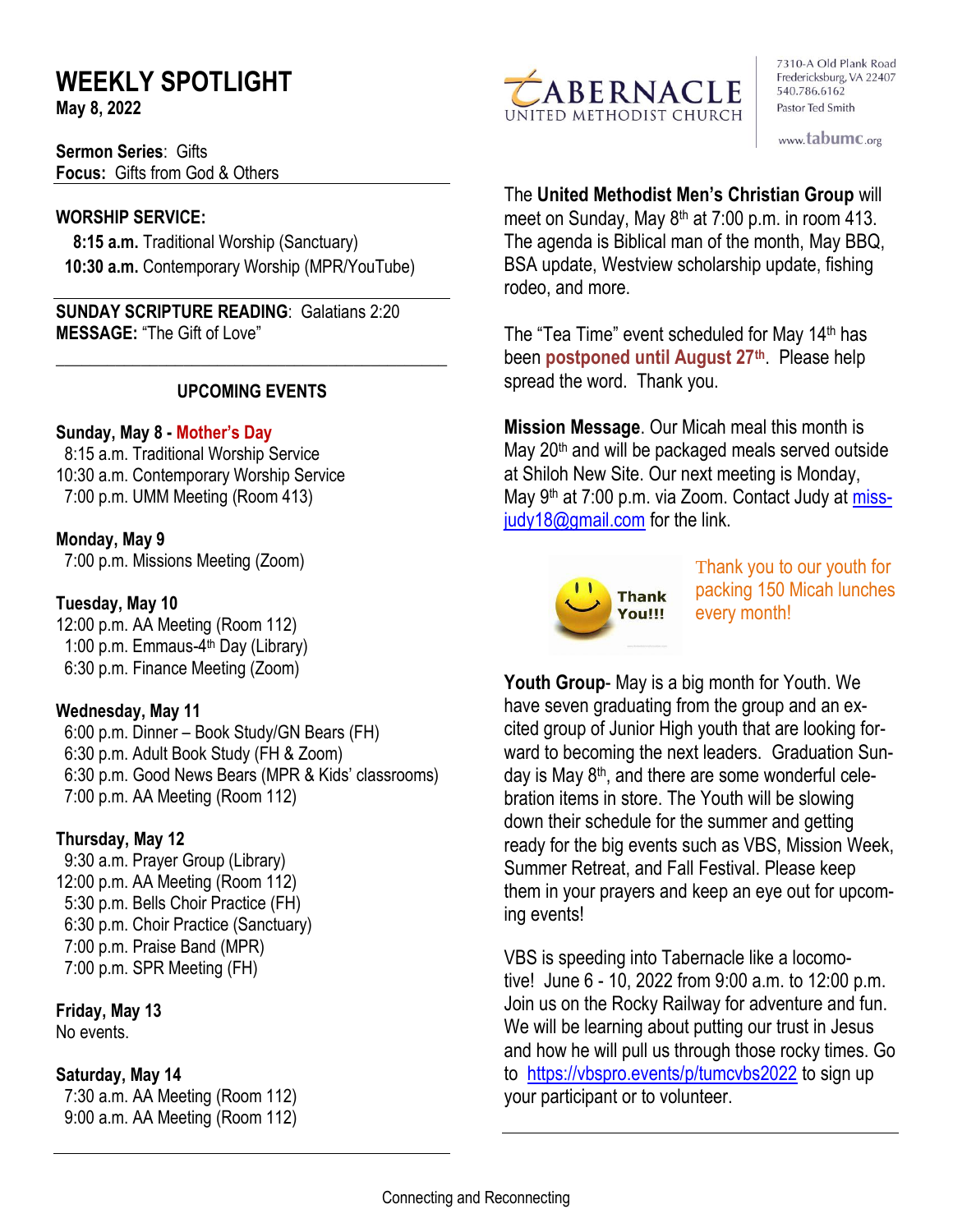# WEEKLY SPOTLIGHT

**May 8, 2022**

TABERNACLE UNITED METHODIST CHURCH

7310-A Old Plank Road
Fredericksburg, VA 22407
540.786.6162
Pastor Ted Smith

www.tabumc.org

**Sermon Series**: Gifts
**Focus:** Gifts from God & Others

**WORSHIP SERVICE:**

**8:15 a.m.** Traditional Worship (Sanctuary)
**10:30 a.m.** Contemporary Worship (MPR/YouTube)

**SUNDAY SCRIPTURE READING**: Galatians 2:20
**MESSAGE:** "The Gift of Love"

## UPCOMING EVENTS

**Sunday, May 8 - Mother's Day**
8:15 a.m. Traditional Worship Service
10:30 a.m. Contemporary Worship Service
7:00 p.m. UMM Meeting (Room 413)

**Monday, May 9**
7:00 p.m. Missions Meeting (Zoom)

**Tuesday, May 10**
12:00 p.m. AA Meeting (Room 112)
1:00 p.m. Emmaus-4th Day (Library)
6:30 p.m. Finance Meeting (Zoom)

**Wednesday, May 11**
6:00 p.m. Dinner – Book Study/GN Bears (FH)
6:30 p.m. Adult Book Study (FH & Zoom)
6:30 p.m. Good News Bears (MPR & Kids' classrooms)
7:00 p.m. AA Meeting (Room 112)

**Thursday, May 12**
9:30 a.m. Prayer Group (Library)
12:00 p.m. AA Meeting (Room 112)
5:30 p.m. Bells Choir Practice (FH)
6:30 p.m. Choir Practice (Sanctuary)
7:00 p.m. Praise Band (MPR)
7:00 p.m. SPR Meeting (FH)

**Friday, May 13**
No events.

**Saturday, May 14**
7:30 a.m. AA Meeting (Room 112)
9:00 a.m. AA Meeting (Room 112)

The **United Methodist Men's Christian Group** will meet on Sunday, May 8th at 7:00 p.m. in room 413. The agenda is Biblical man of the month, May BBQ, BSA update, Westview scholarship update, fishing rodeo, and more.

The "Tea Time" event scheduled for May 14th has been **postponed until August 27th**. Please help spread the word. Thank you.

**Mission Message**. Our Micah meal this month is May 20th and will be packaged meals served outside at Shiloh New Site. Our next meeting is Monday, May 9th at 7:00 p.m. via Zoom. Contact Judy at miss-judy18@gmail.com for the link.

Thank You!!!

Thank you to our youth for packing 150 Micah lunches every month!

**Youth Group**- May is a big month for Youth. We have seven graduating from the group and an excited group of Junior High youth that are looking forward to becoming the next leaders. Graduation Sunday is May 8th, and there are some wonderful celebration items in store. The Youth will be slowing down their schedule for the summer and getting ready for the big events such as VBS, Mission Week, Summer Retreat, and Fall Festival. Please keep them in your prayers and keep an eye out for upcoming events!

VBS is speeding into Tabernacle like a locomotive! June 6 - 10, 2022 from 9:00 a.m. to 12:00 p.m. Join us on the Rocky Railway for adventure and fun. We will be learning about putting our trust in Jesus and how he will pull us through those rocky times. Go to https://vbspro.events/p/tumcvbs2022 to sign up your participant or to volunteer.

Connecting and Reconnecting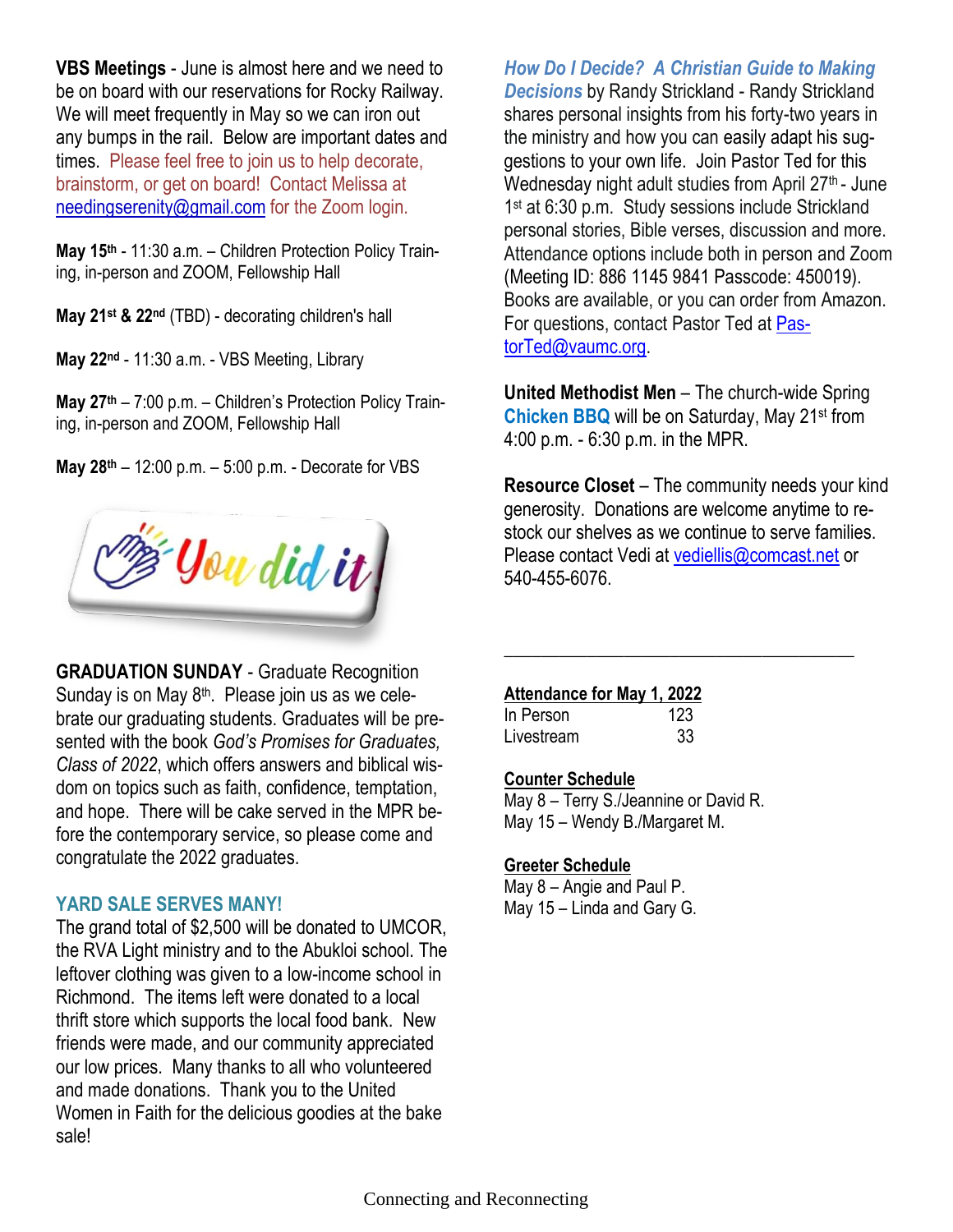**VBS Meetings** - June is almost here and we need to be on board with our reservations for Rocky Railway. We will meet frequently in May so we can iron out any bumps in the rail. Below are important dates and times. Please feel free to join us to help decorate, brainstorm, or get on board! Contact Melissa at needingserenity@gmail.com for the Zoom login.

**May 15th** - 11:30 a.m. – Children Protection Policy Training, in-person and ZOOM, Fellowship Hall

**May 21st & 22nd** (TBD) - decorating children's hall

**May 22nd** - 11:30 a.m. - VBS Meeting, Library

**May 27th** – 7:00 p.m. – Children's Protection Policy Training, in-person and ZOOM, Fellowship Hall

**May 28th** – 12:00 p.m. – 5:00 p.m. - Decorate for VBS

You did it!

**GRADUATION SUNDAY** - Graduate Recognition Sunday is on May 8th. Please join us as we celebrate our graduating students. Graduates will be presented with the book *God's Promises for Graduates, Class of 2022*, which offers answers and biblical wisdom on topics such as faith, confidence, temptation, and hope. There will be cake served in the MPR before the contemporary service, so please come and congratulate the 2022 graduates.

**YARD SALE SERVES MANY!**

The grand total of $2,500 will be donated to UMCOR, the RVA Light ministry and to the Abukloi school. The leftover clothing was given to a low-income school in Richmond. The items left were donated to a local thrift store which supports the local food bank. New friends were made, and our community appreciated our low prices. Many thanks to all who volunteered and made donations. Thank you to the United Women in Faith for the delicious goodies at the bake sale!

***How Do I Decide? A Christian Guide to Making Decisions*** by Randy Strickland - Randy Strickland shares personal insights from his forty-two years in the ministry and how you can easily adapt his suggestions to your own life. Join Pastor Ted for this Wednesday night adult studies from April 27th - June 1st at 6:30 p.m. Study sessions include Strickland personal stories, Bible verses, discussion and more. Attendance options include both in person and Zoom (Meeting ID: 886 1145 9841 Passcode: 450019). Books are available, or you can order from Amazon. For questions, contact Pastor Ted at PastorTed@vaumc.org.

**United Methodist Men** – The church-wide Spring **Chicken BBQ** will be on Saturday, May 21st from 4:00 p.m. - 6:30 p.m. in the MPR.

**Resource Closet** – The community needs your kind generosity. Donations are welcome anytime to restock our shelves as we continue to serve families. Please contact Vedi at vediellis@comcast.net or 540-455-6076.

---

**Attendance for May 1, 2022**

| | |
|---|---|
| In Person | 123 |
| Livestream | 33 |

**Counter Schedule**

May 8 – Terry S./Jeannine or David R.
May 15 – Wendy B./Margaret M.

**Greeter Schedule**

May 8 – Angie and Paul P.
May 15 – Linda and Gary G.